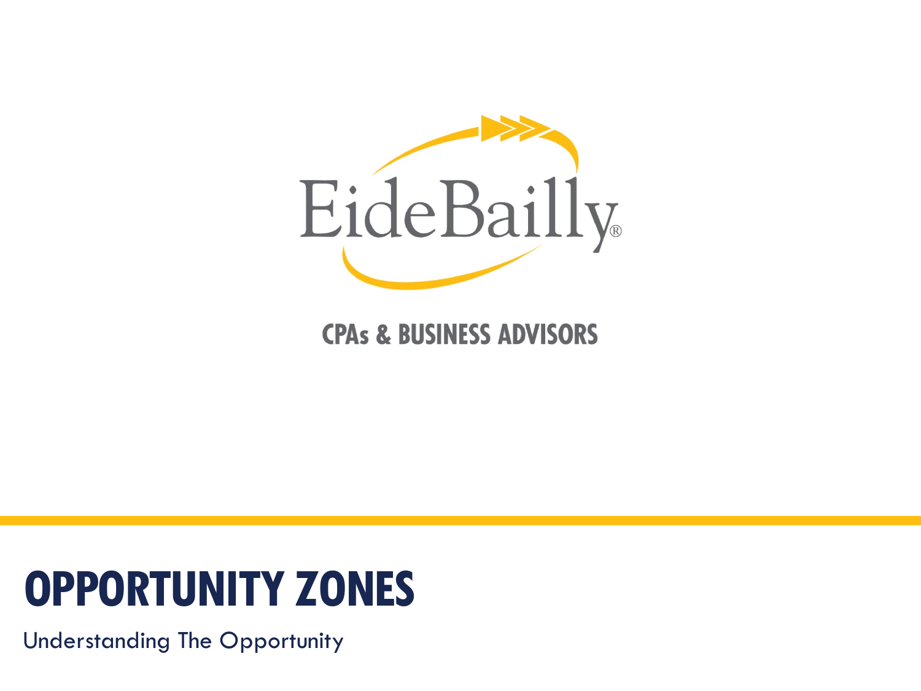EideBailly®

CPAs & BUSINESS ADVISORS

# OPPORTUNITY ZONES

Understanding The Opportunity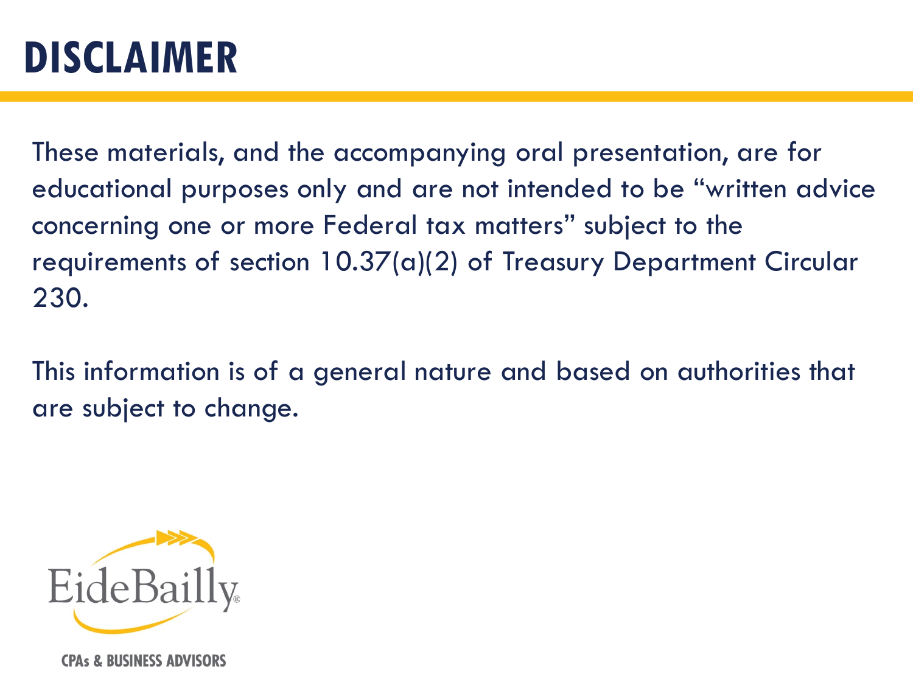# DISCLAIMER

These materials, and the accompanying oral presentation, are for educational purposes only and are not intended to be "written advice concerning one or more Federal tax matters" subject to the requirements of section 10.37(a)(2) of Treasury Department Circular 230.

This information is of a general nature and based on authorities that are subject to change.

EideBailly®

CPAs & BUSINESS ADVISORS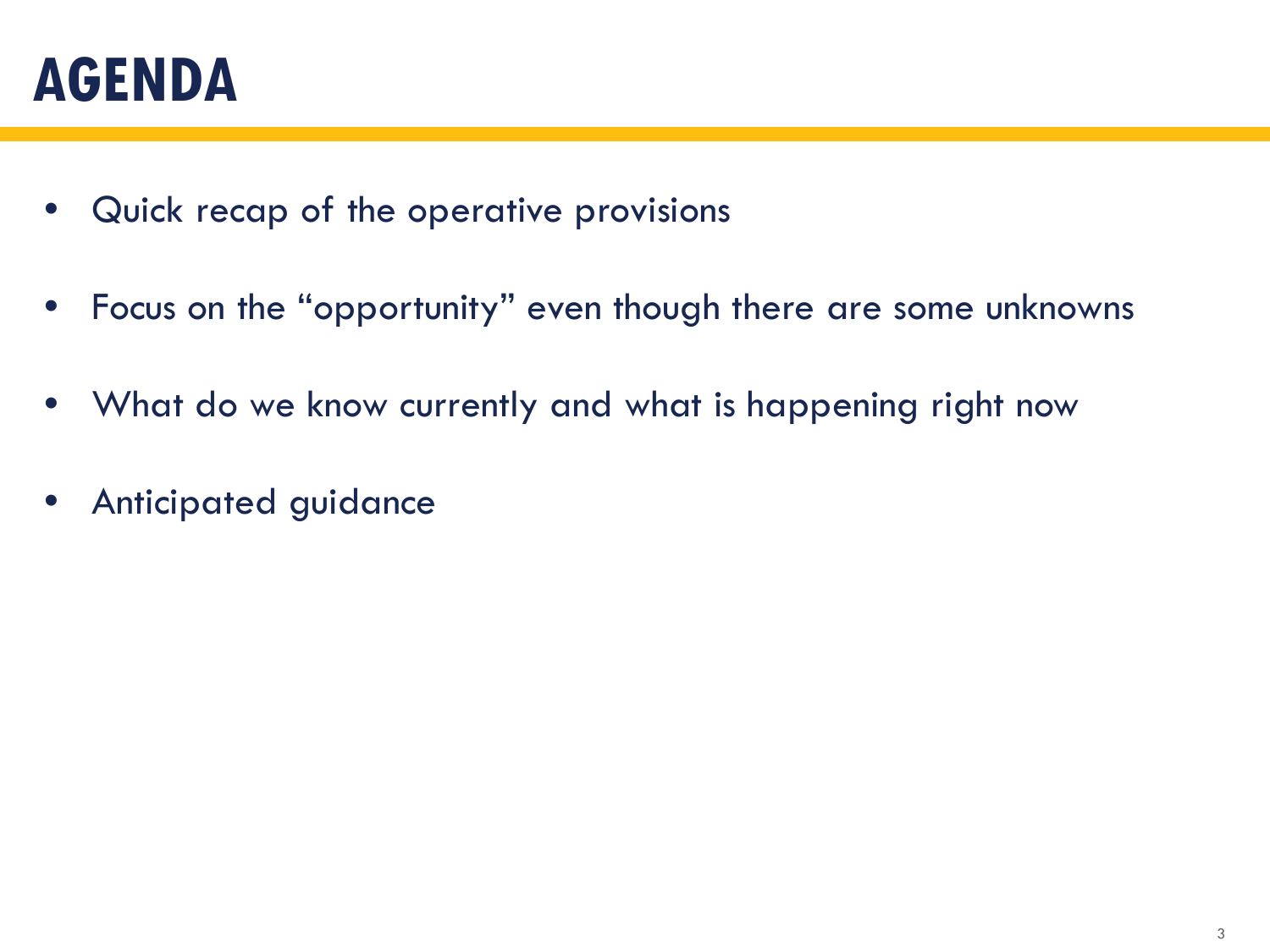# AGENDA

- Quick recap of the operative provisions
- Focus on the “opportunity” even though there are some unknowns
- What do we know currently and what is happening right now
- Anticipated guidance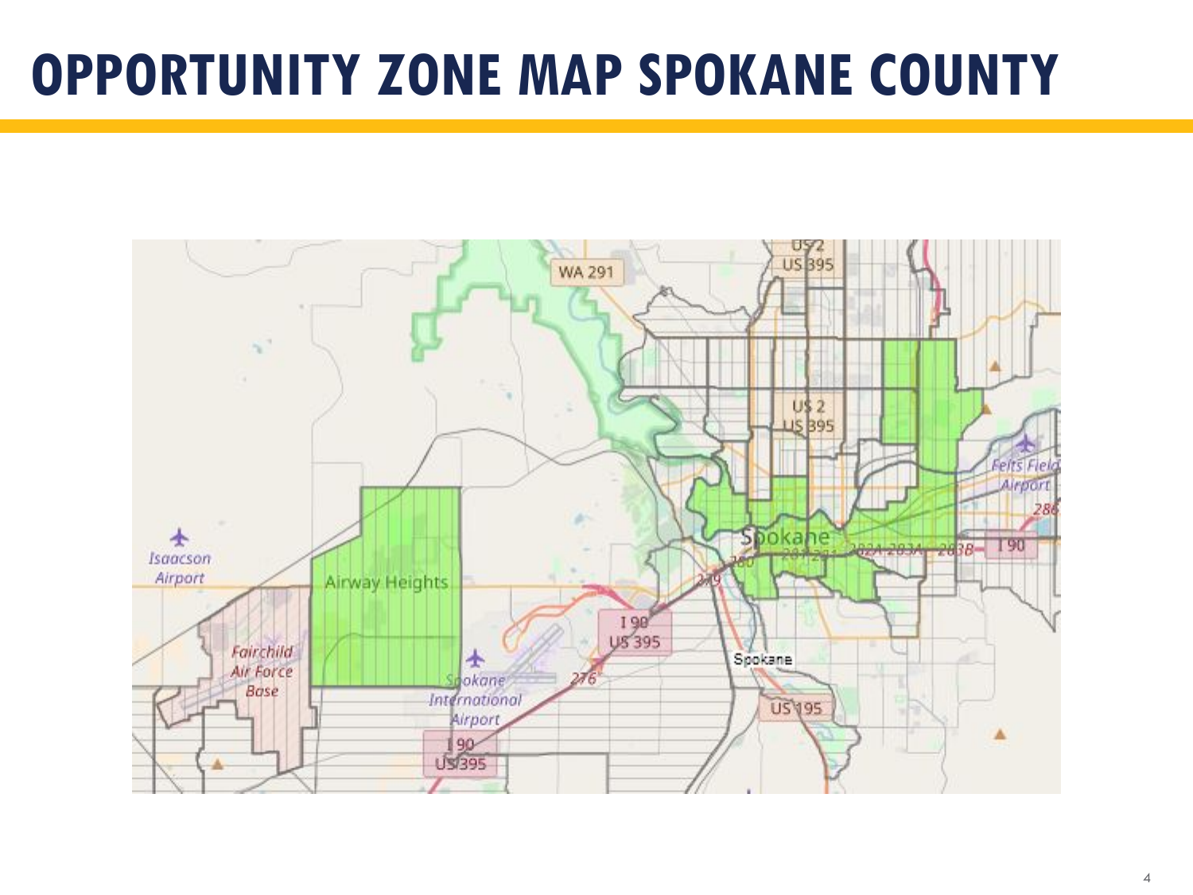# OPPORTUNITY ZONE MAP SPOKANE COUNTY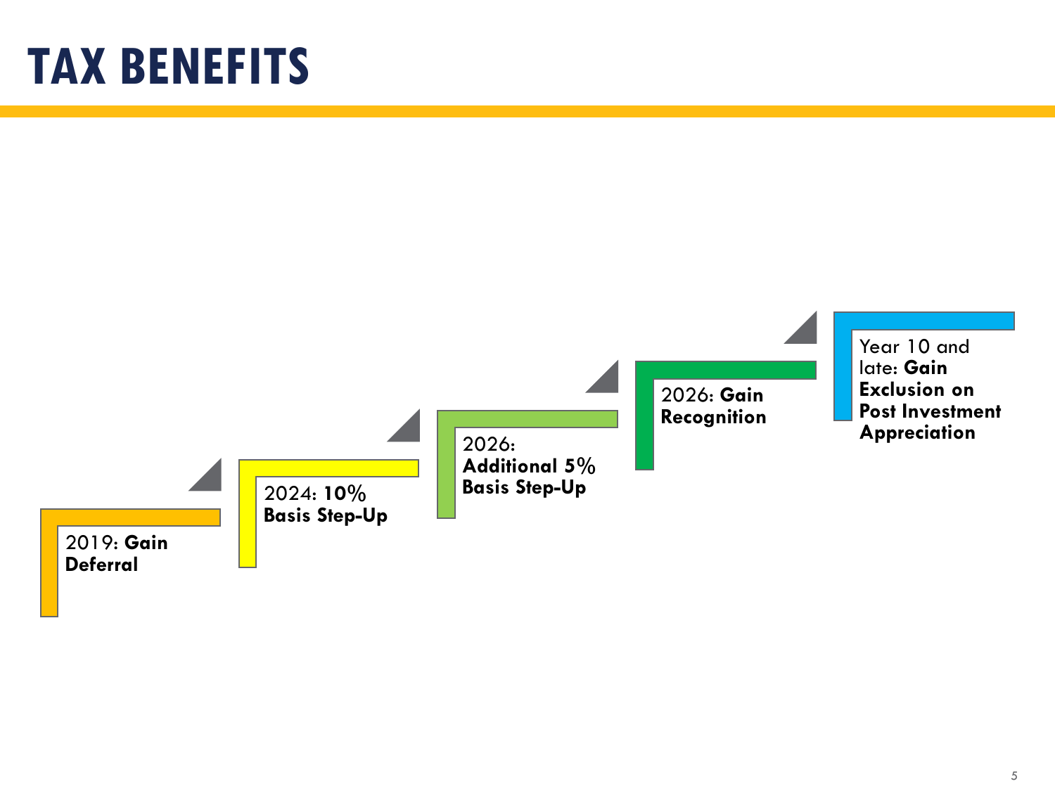# TAX BENEFITS

- 2019: **Gain Deferral**
- 2024: **10% Basis Step-Up**
- 2026: **Additional 5% Basis Step-Up**
- 2026: **Gain Recognition**
- Year 10 and late: **Gain Exclusion on Post Investment Appreciation**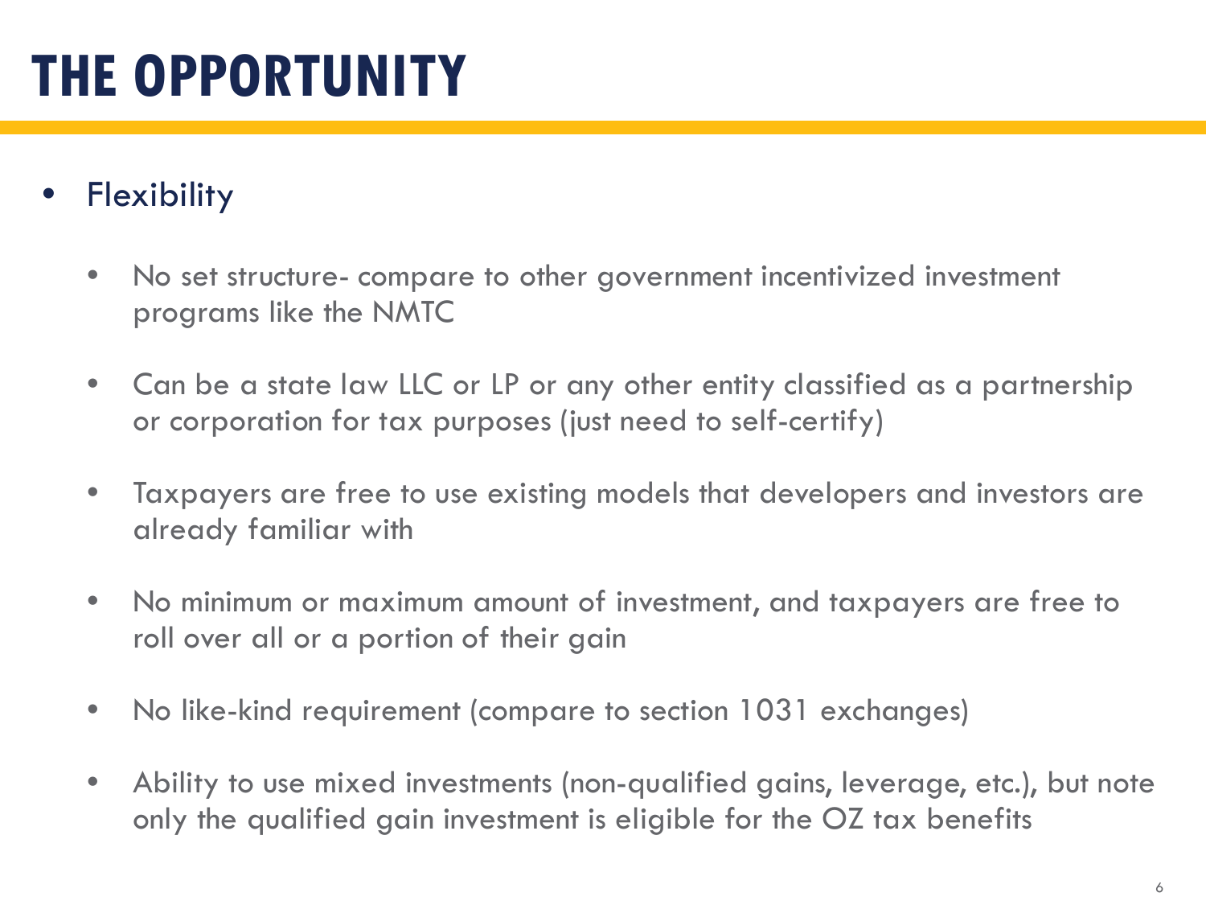# THE OPPORTUNITY

- Flexibility
  - No set structure- compare to other government incentivized investment programs like the NMTC
  - Can be a state law LLC or LP or any other entity classified as a partnership or corporation for tax purposes (just need to self-certify)
  - Taxpayers are free to use existing models that developers and investors are already familiar with
  - No minimum or maximum amount of investment, and taxpayers are free to roll over all or a portion of their gain
  - No like-kind requirement (compare to section 1031 exchanges)
  - Ability to use mixed investments (non-qualified gains, leverage, etc.), but note only the qualified gain investment is eligible for the OZ tax benefits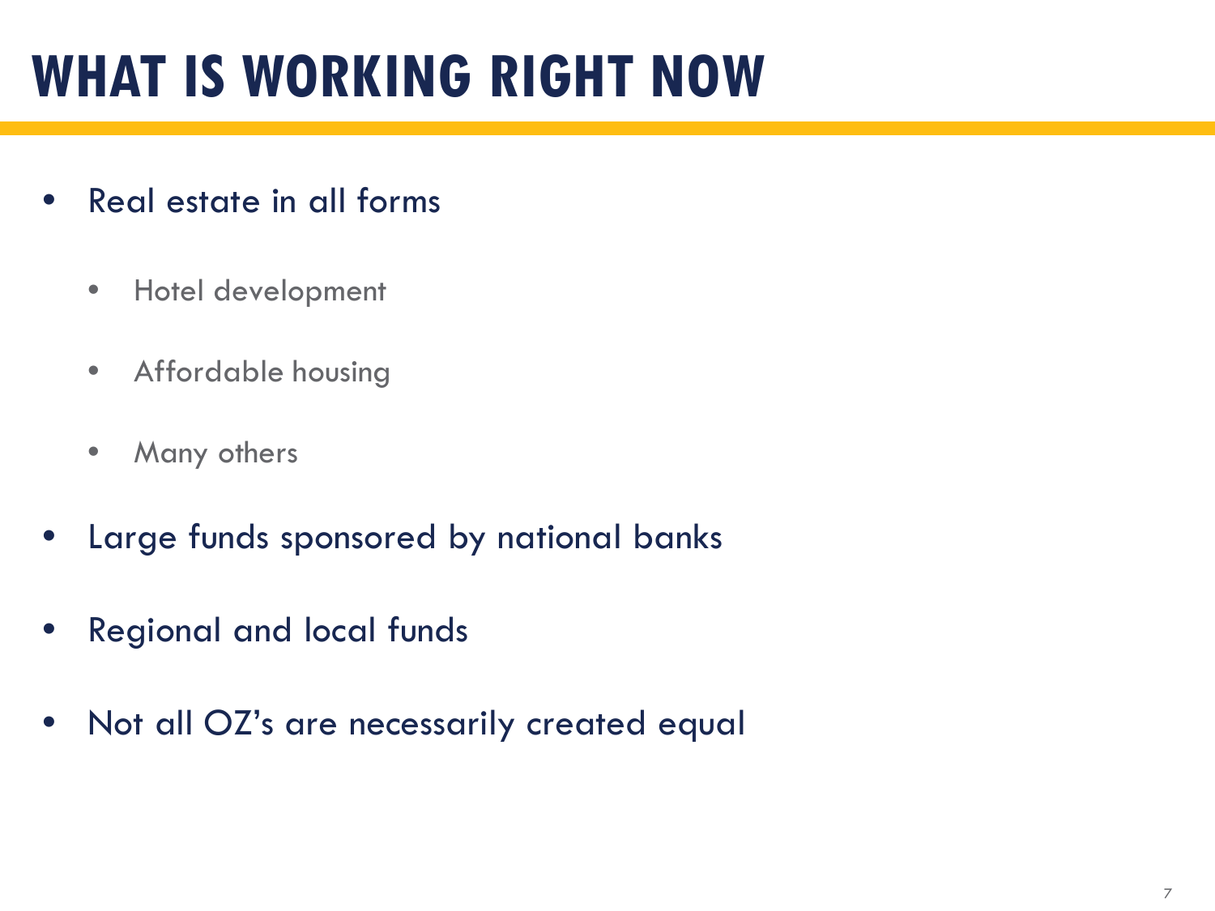# WHAT IS WORKING RIGHT NOW

- Real estate in all forms
  - Hotel development
  - Affordable housing
  - Many others
- Large funds sponsored by national banks
- Regional and local funds
- Not all OZ's are necessarily created equal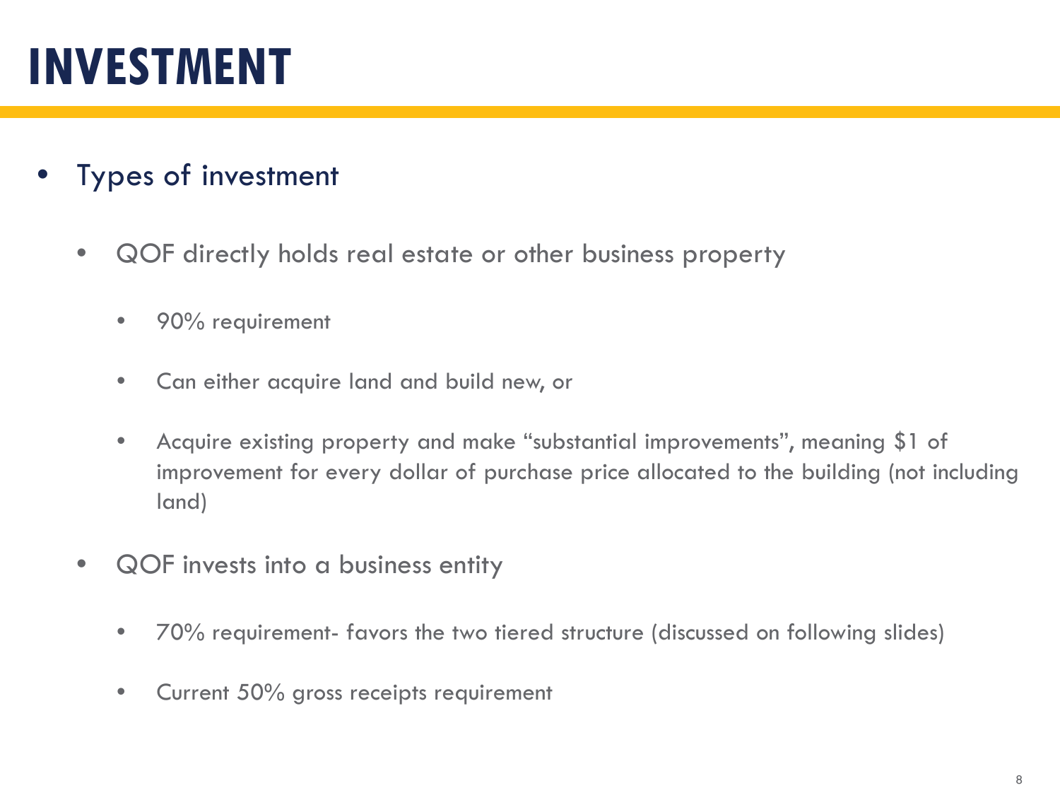# INVESTMENT

- Types of investment
  - QOF directly holds real estate or other business property
    - 90% requirement
    - Can either acquire land and build new, or
    - Acquire existing property and make "substantial improvements", meaning $1 of improvement for every dollar of purchase price allocated to the building (not including land)
  - QOF invests into a business entity
    - 70% requirement- favors the two tiered structure (discussed on following slides)
    - Current 50% gross receipts requirement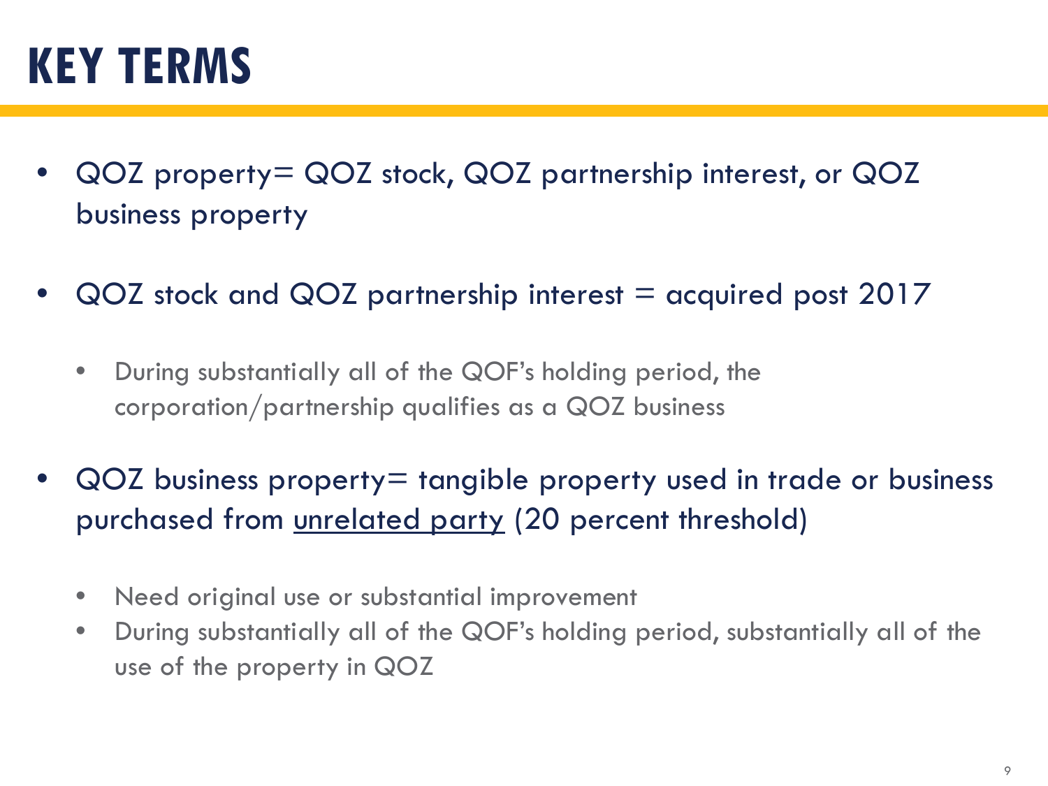# KEY TERMS

- QOZ property= QOZ stock, QOZ partnership interest, or QOZ business property
- QOZ stock and QOZ partnership interest = acquired post 2017
  - During substantially all of the QOF's holding period, the corporation/partnership qualifies as a QOZ business
- QOZ business property= tangible property used in trade or business purchased from unrelated party (20 percent threshold)
  - Need original use or substantial improvement
  - During substantially all of the QOF's holding period, substantially all of the use of the property in QOZ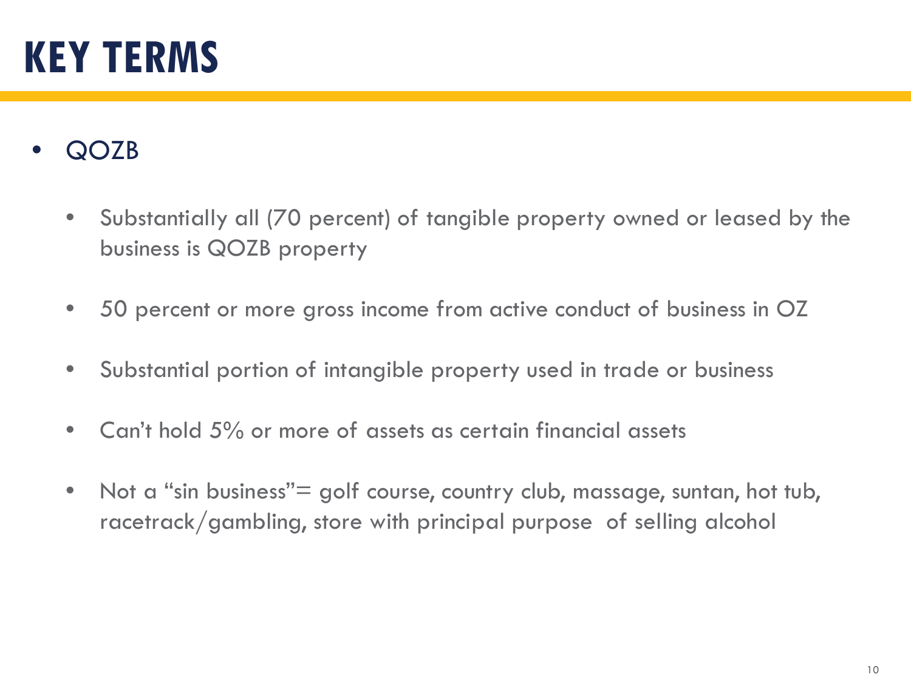# KEY TERMS

- QOZB
  - Substantially all (70 percent) of tangible property owned or leased by the business is QOZB property
  - 50 percent or more gross income from active conduct of business in OZ
  - Substantial portion of intangible property used in trade or business
  - Can't hold 5% or more of assets as certain financial assets
  - Not a "sin business"= golf course, country club, massage, suntan, hot tub, racetrack/gambling, store with principal purpose of selling alcohol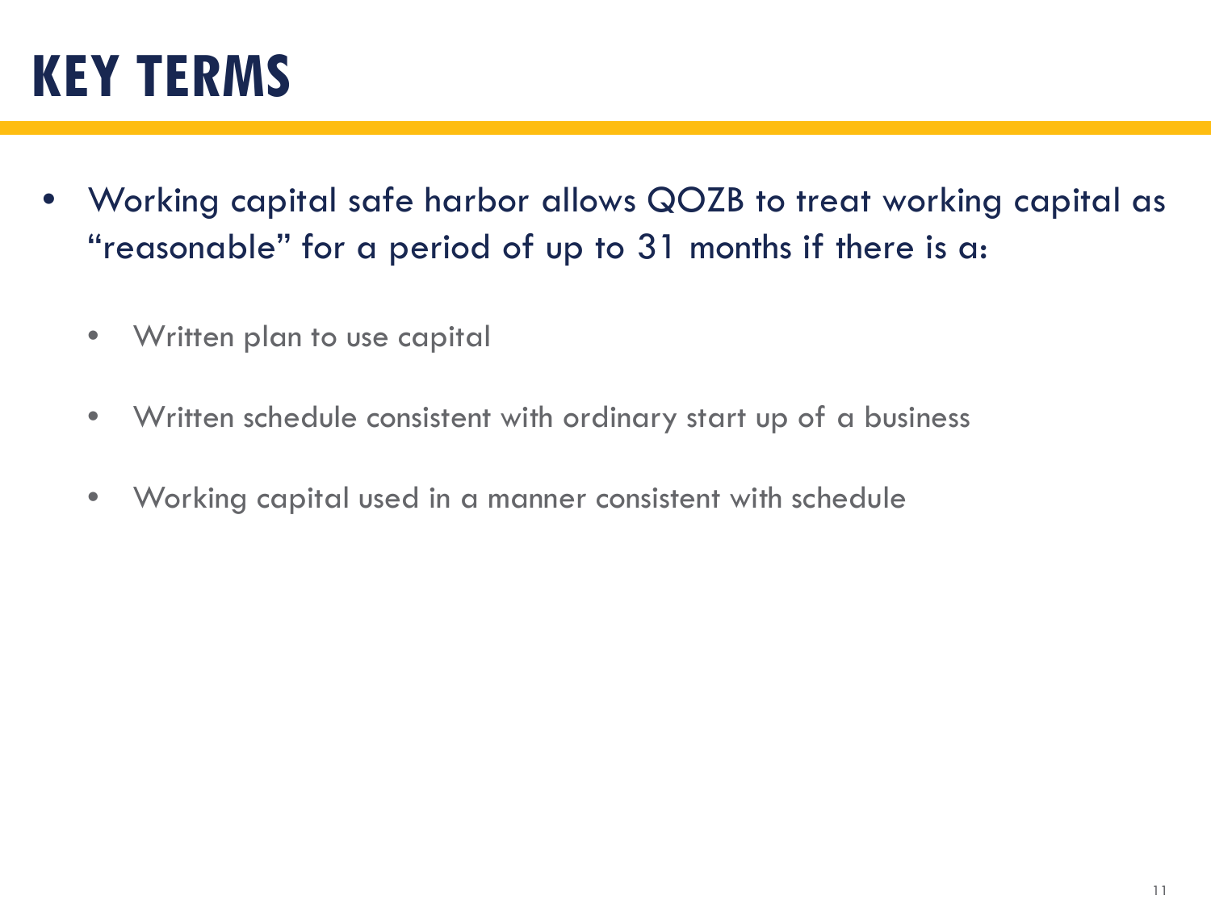# KEY TERMS

- Working capital safe harbor allows QOZB to treat working capital as "reasonable" for a period of up to 31 months if there is a:
  - Written plan to use capital
  - Written schedule consistent with ordinary start up of a business
  - Working capital used in a manner consistent with schedule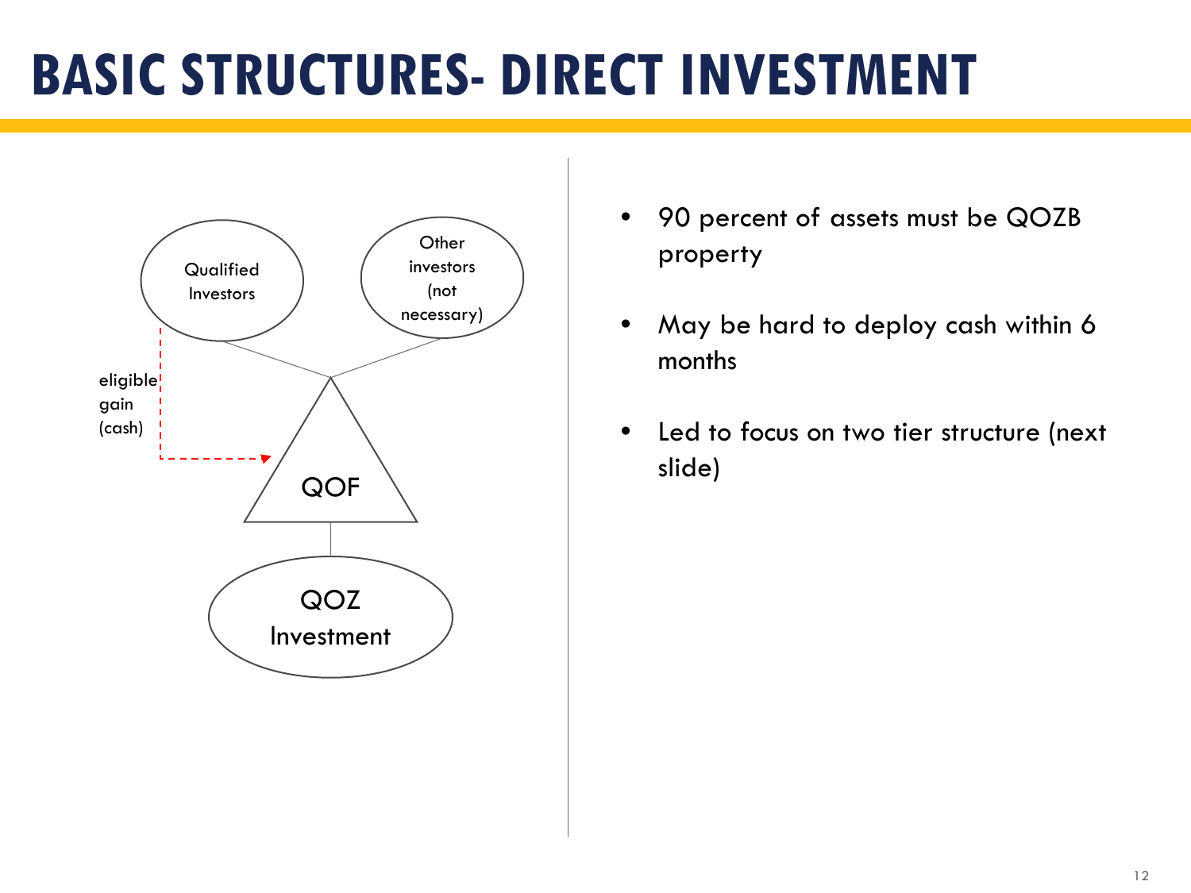# BASIC STRUCTURES- DIRECT INVESTMENT

Qualified Investors

Other investors (not necessary)

eligible gain (cash)

QOF

QOZ Investment

- 90 percent of assets must be QOZB property
- May be hard to deploy cash within 6 months
- Led to focus on two tier structure (next slide)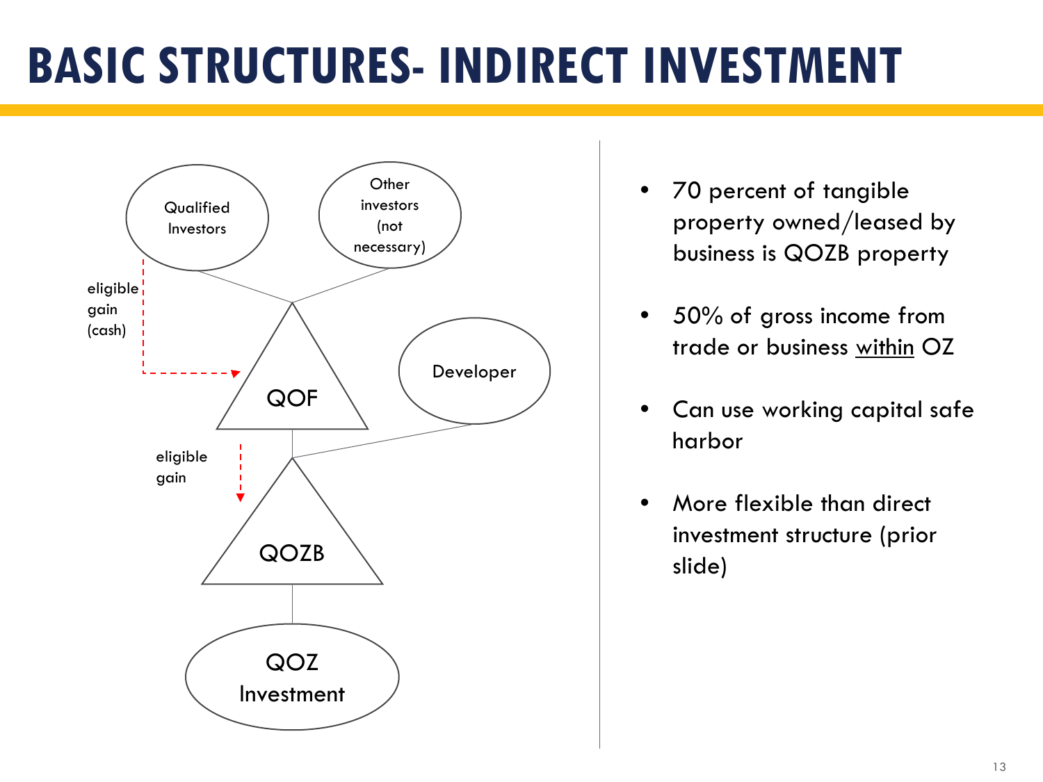# BASIC STRUCTURES- INDIRECT INVESTMENT

Qualified Investors

Other investors (not necessary)

eligible gain (cash)

QOF

Developer

eligible gain

QOZB

QOZ Investment

- 70 percent of tangible property owned/leased by business is QOZB property
- 50% of gross income from trade or business within OZ
- Can use working capital safe harbor
- More flexible than direct investment structure (prior slide)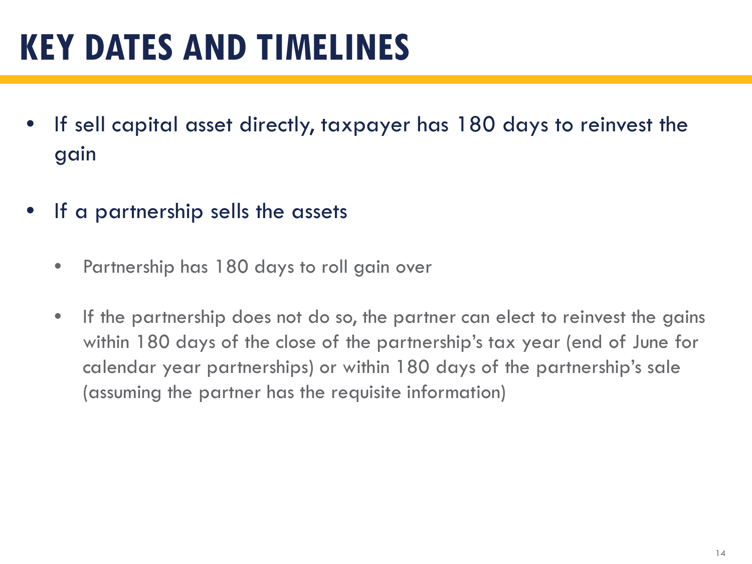# KEY DATES AND TIMELINES

- If sell capital asset directly, taxpayer has 180 days to reinvest the gain
- If a partnership sells the assets
  - Partnership has 180 days to roll gain over
  - If the partnership does not do so, the partner can elect to reinvest the gains within 180 days of the close of the partnership's tax year (end of June for calendar year partnerships) or within 180 days of the partnership's sale (assuming the partner has the requisite information)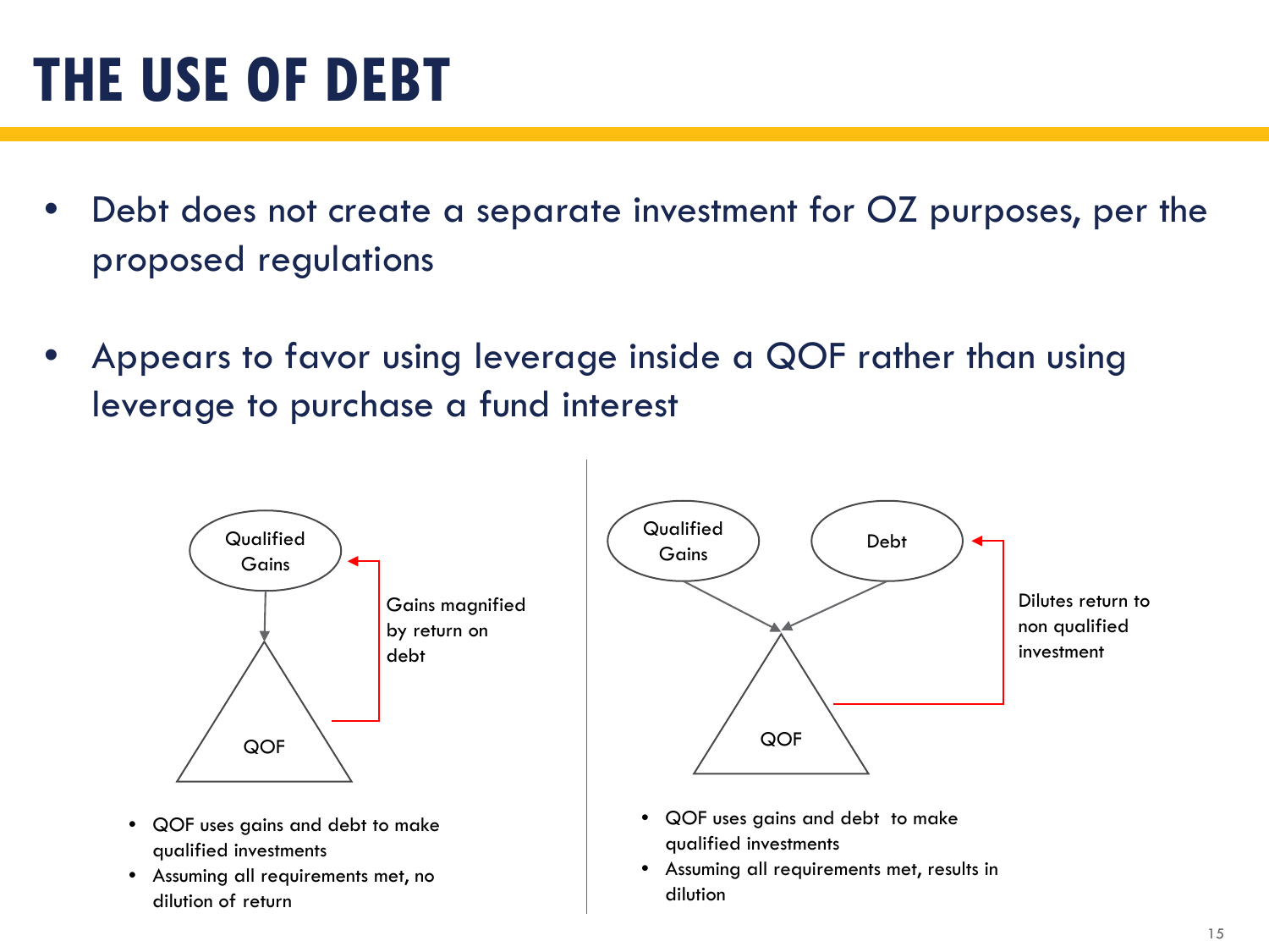# THE USE OF DEBT

- Debt does not create a separate investment for OZ purposes, per the proposed regulations
- Appears to favor using leverage inside a QOF rather than using leverage to purchase a fund interest

Qualified Gains

QOF

Gains magnified by return on debt

- QOF uses gains and debt to make qualified investments
- Assuming all requirements met, no dilution of return

Qualified Gains

Debt

QOF

Dilutes return to non qualified investment

- QOF uses gains and debt to make qualified investments
- Assuming all requirements met, results in dilution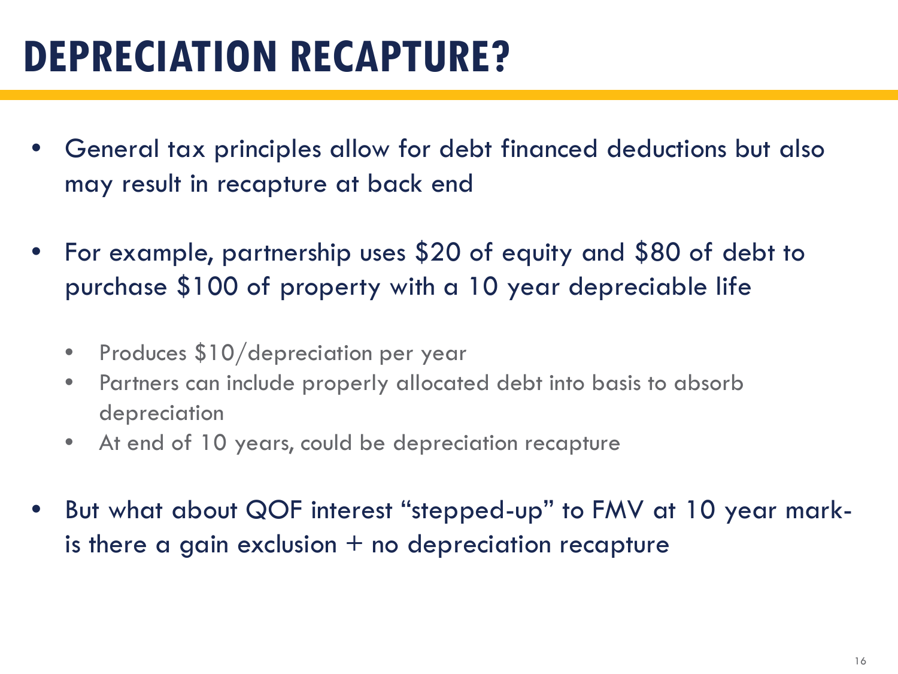# DEPRECIATION RECAPTURE?

- General tax principles allow for debt financed deductions but also may result in recapture at back end
- For example, partnership uses $20 of equity and $80 of debt to purchase $100 of property with a 10 year depreciable life
  - Produces $10/depreciation per year
  - Partners can include properly allocated debt into basis to absorb depreciation
  - At end of 10 years, could be depreciation recapture
- But what about QOF interest "stepped-up" to FMV at 10 year mark- is there a gain exclusion + no depreciation recapture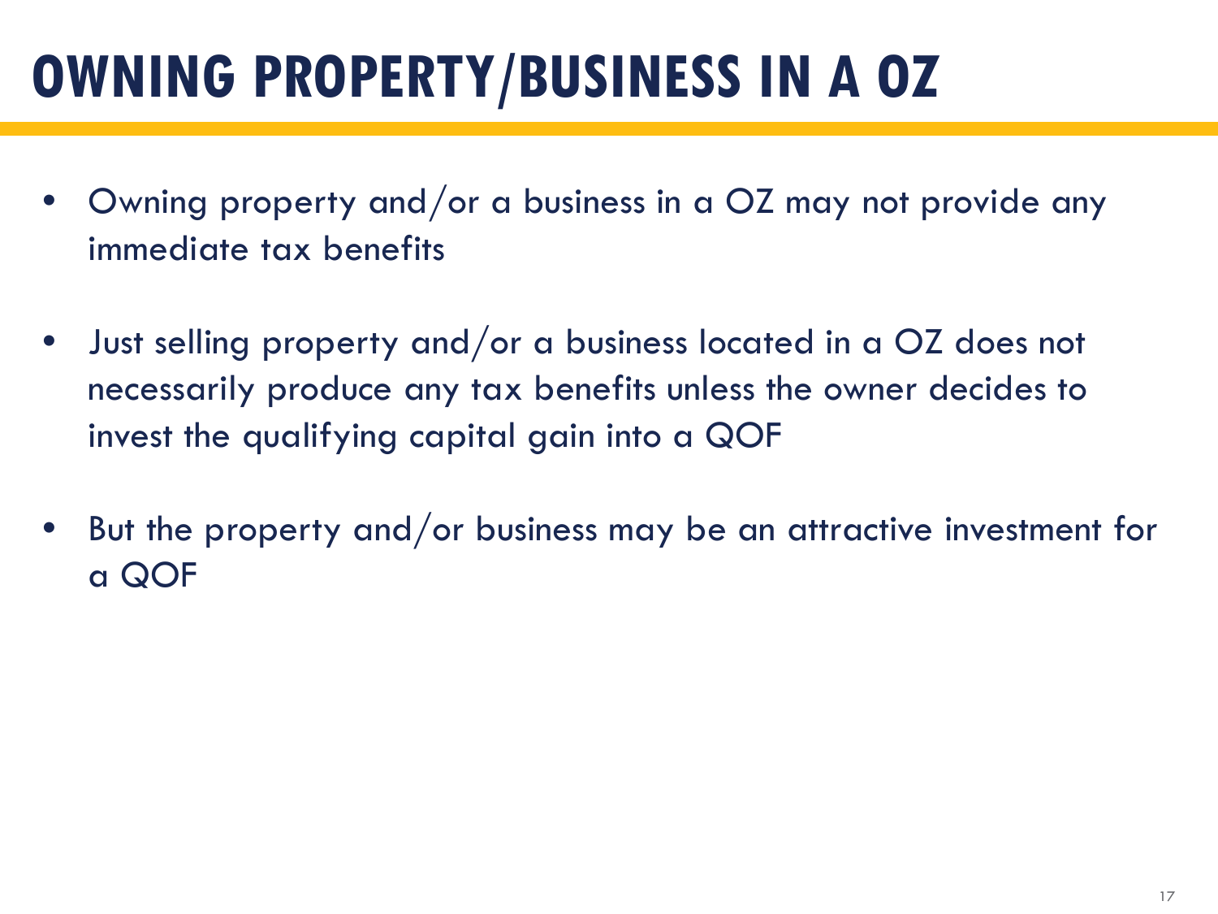# OWNING PROPERTY/BUSINESS IN A OZ

- Owning property and/or a business in a OZ may not provide any immediate tax benefits
- Just selling property and/or a business located in a OZ does not necessarily produce any tax benefits unless the owner decides to invest the qualifying capital gain into a QOF
- But the property and/or business may be an attractive investment for a QOF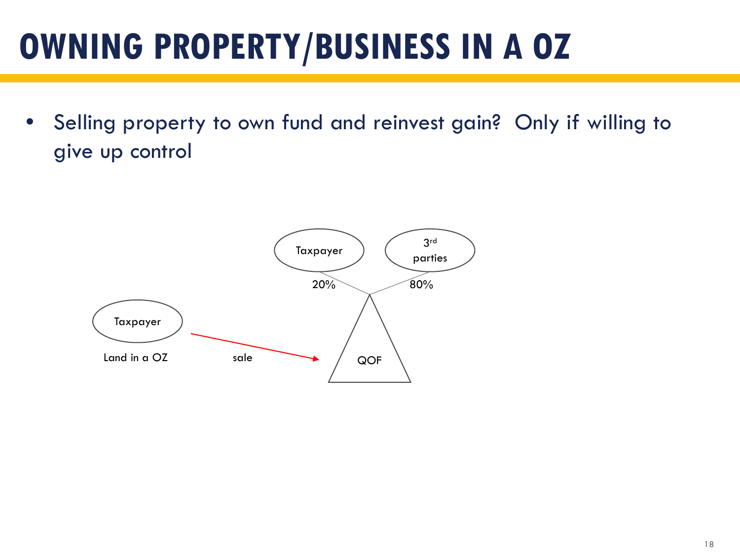# OWNING PROPERTY/BUSINESS IN A OZ

- Selling property to own fund and reinvest gain? Only if willing to give up control

Taxpayer

3rd parties

20%

80%

Taxpayer

Land in a OZ

sale

QOF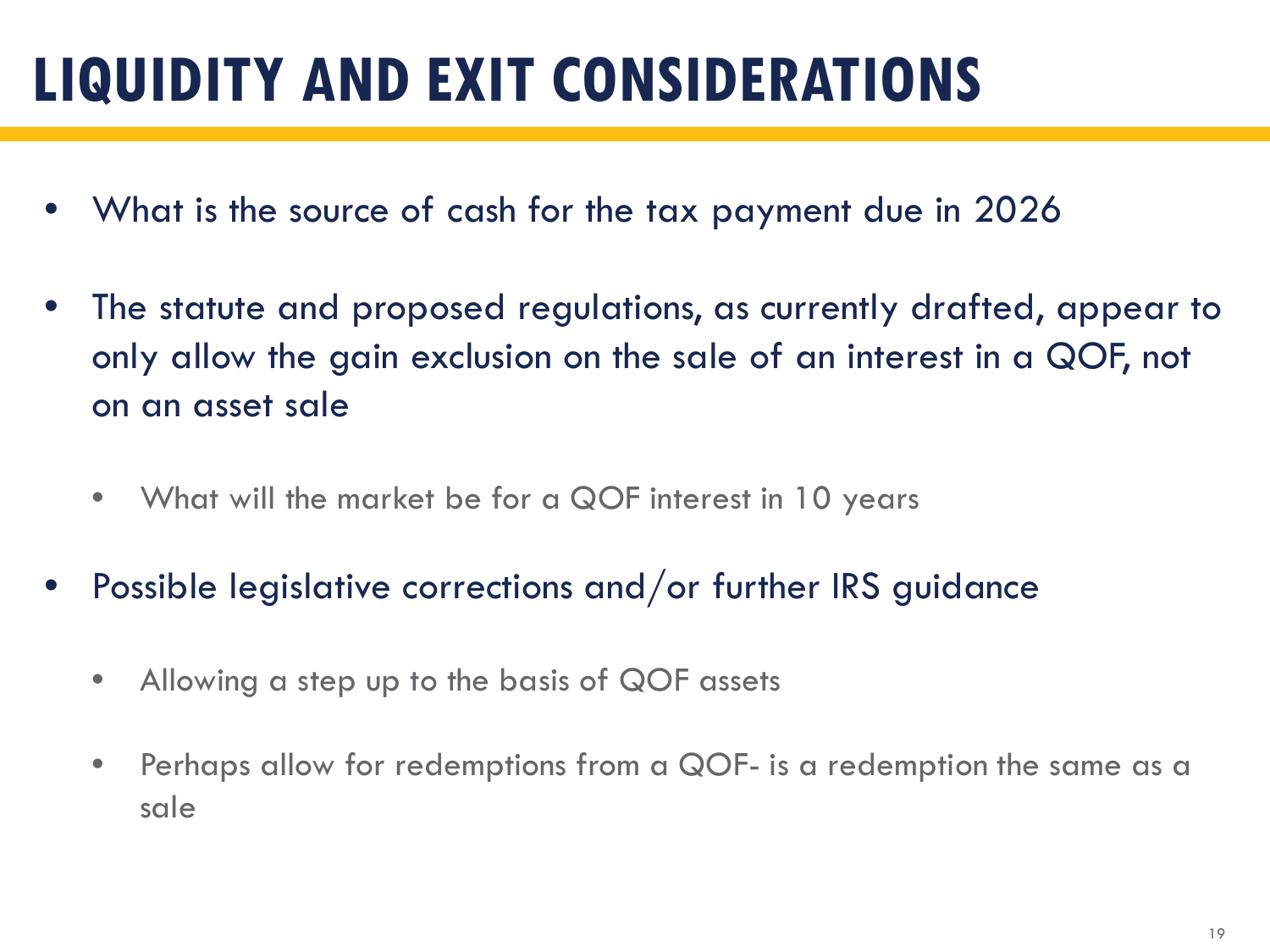# LIQUIDITY AND EXIT CONSIDERATIONS

- What is the source of cash for the tax payment due in 2026
- The statute and proposed regulations, as currently drafted, appear to only allow the gain exclusion on the sale of an interest in a QOF, not on an asset sale
  - What will the market be for a QOF interest in 10 years
- Possible legislative corrections and/or further IRS guidance
  - Allowing a step up to the basis of QOF assets
  - Perhaps allow for redemptions from a QOF- is a redemption the same as a sale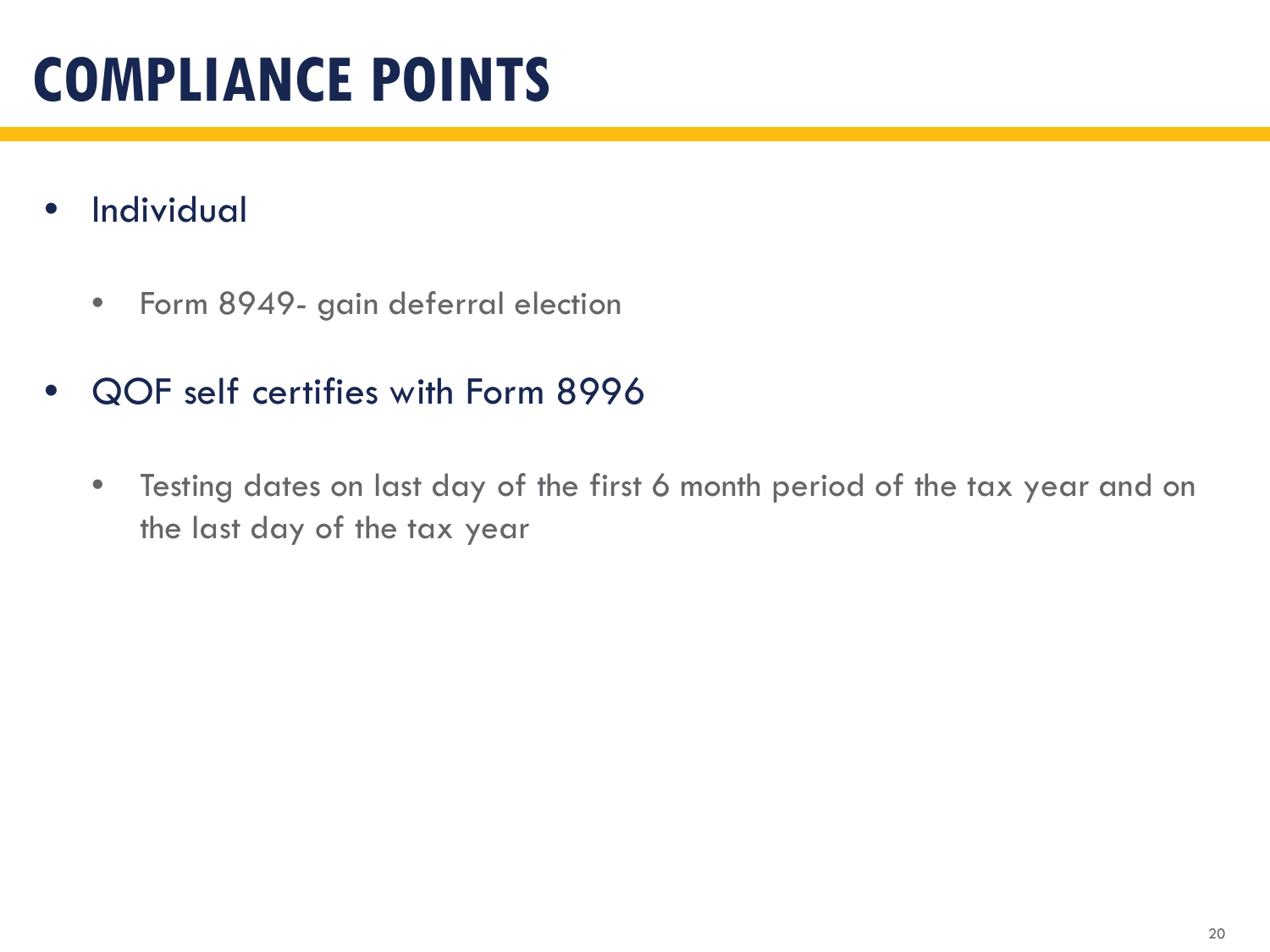# COMPLIANCE POINTS

- Individual
  - Form 8949- gain deferral election
- QOF self certifies with Form 8996
  - Testing dates on last day of the first 6 month period of the tax year and on the last day of the tax year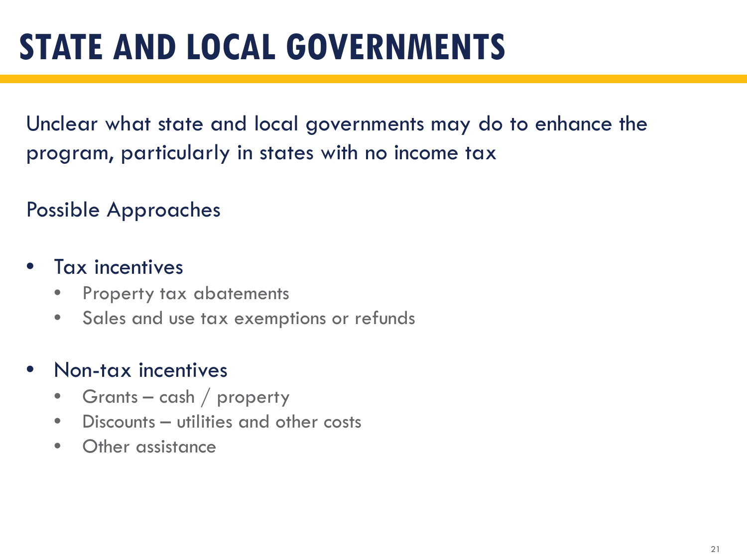# STATE AND LOCAL GOVERNMENTS

Unclear what state and local governments may do to enhance the program, particularly in states with no income tax

Possible Approaches

- Tax incentives
  - Property tax abatements
  - Sales and use tax exemptions or refunds

- Non-tax incentives
  - Grants – cash / property
  - Discounts – utilities and other costs
  - Other assistance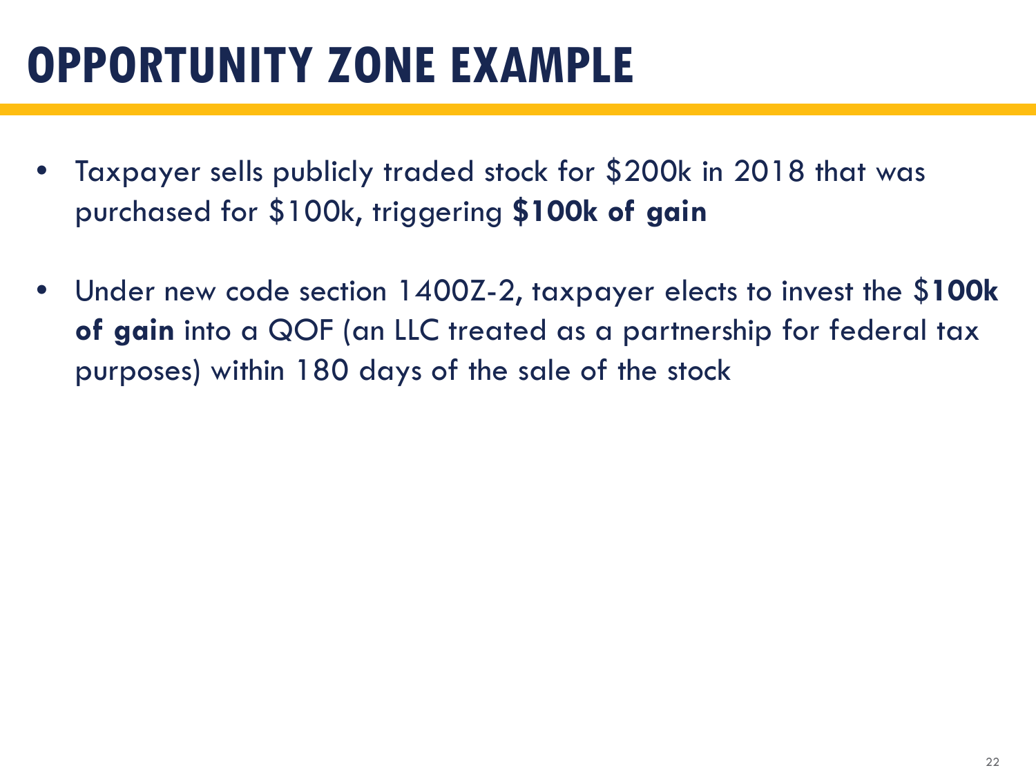# OPPORTUNITY ZONE EXAMPLE

- Taxpayer sells publicly traded stock for $200k in 2018 that was purchased for $100k, triggering **$100k of gain**
- Under new code section 1400Z-2, taxpayer elects to invest the $**100k of gain** into a QOF (an LLC treated as a partnership for federal tax purposes) within 180 days of the sale of the stock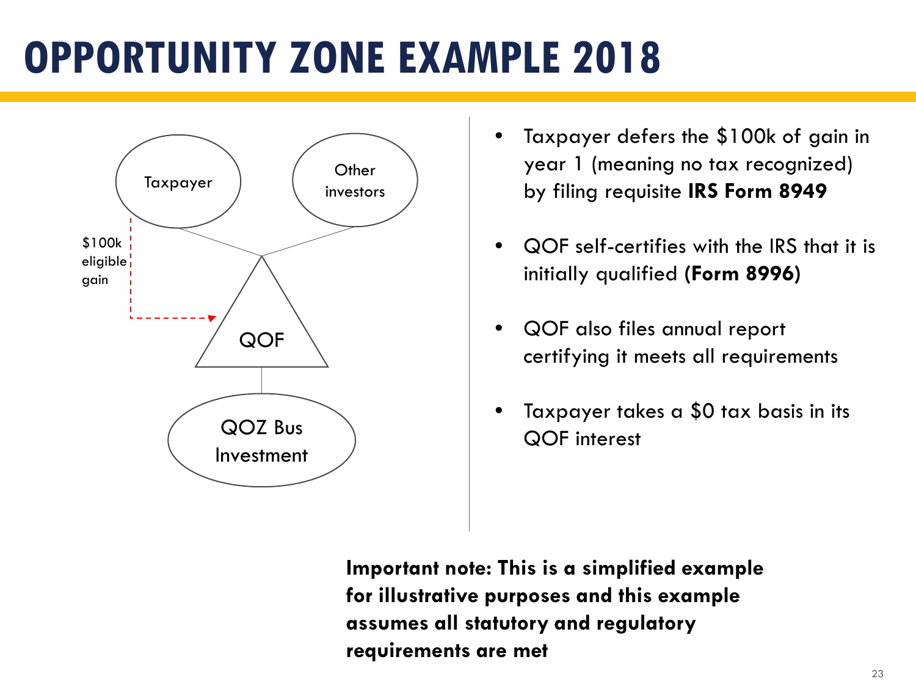# OPPORTUNITY ZONE EXAMPLE 2018

Taxpayer

Other investors

$100k eligible gain

QOF

QOZ Bus Investment

- Taxpayer defers the $100k of gain in year 1 (meaning no tax recognized) by filing requisite **IRS Form 8949**
- QOF self-certifies with the IRS that it is initially qualified **(Form 8996)**
- QOF also files annual report certifying it meets all requirements
- Taxpayer takes a $0 tax basis in its QOF interest

**Important note: This is a simplified example for illustrative purposes and this example assumes all statutory and regulatory requirements are met**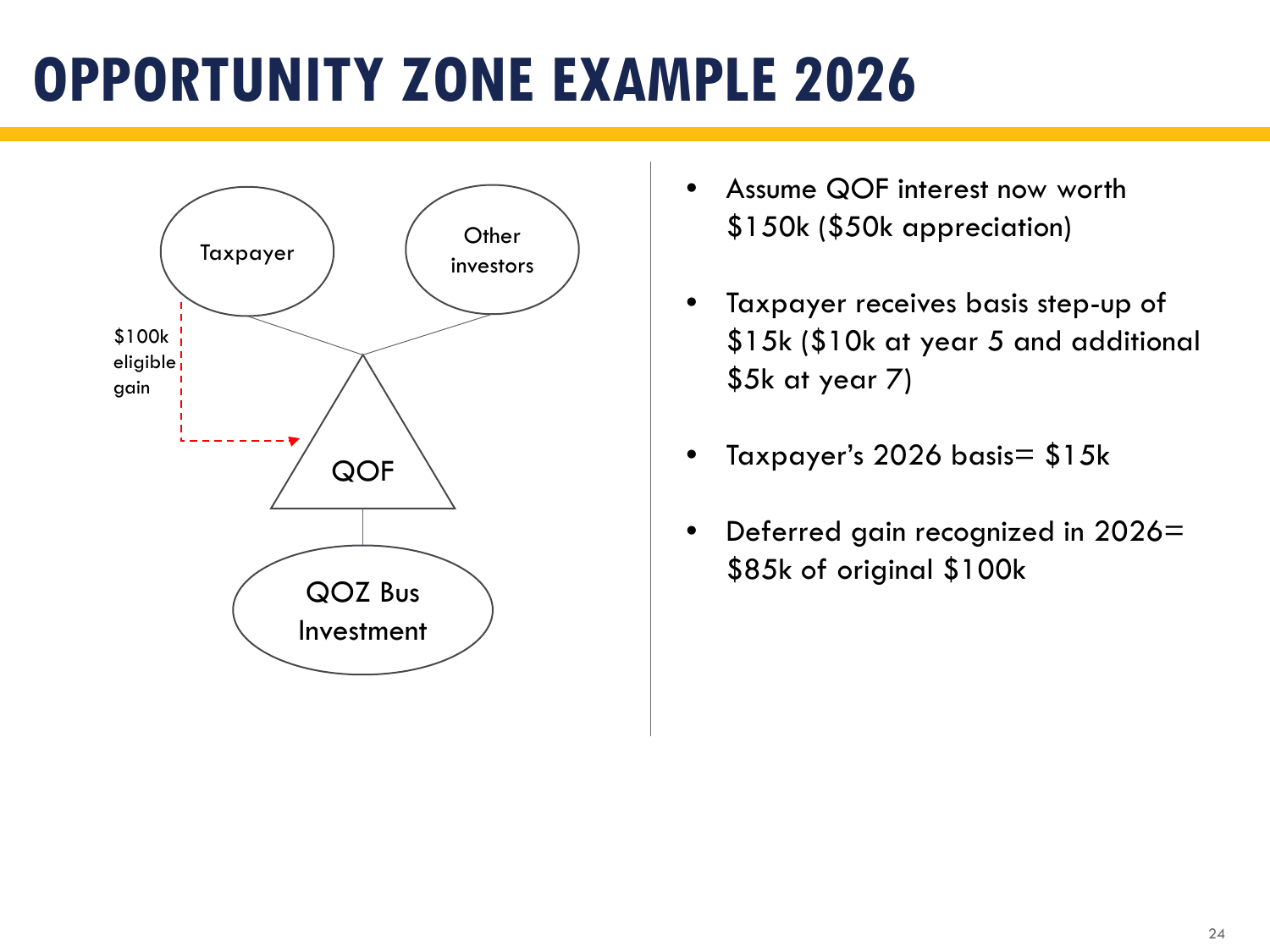# OPPORTUNITY ZONE EXAMPLE 2026

Taxpayer

Other investors

$100k eligible gain

QOF

QOZ Bus Investment

- Assume QOF interest now worth $150k ($50k appreciation)
- Taxpayer receives basis step-up of $15k ($10k at year 5 and additional $5k at year 7)
- Taxpayer's 2026 basis= $15k
- Deferred gain recognized in 2026= $85k of original $100k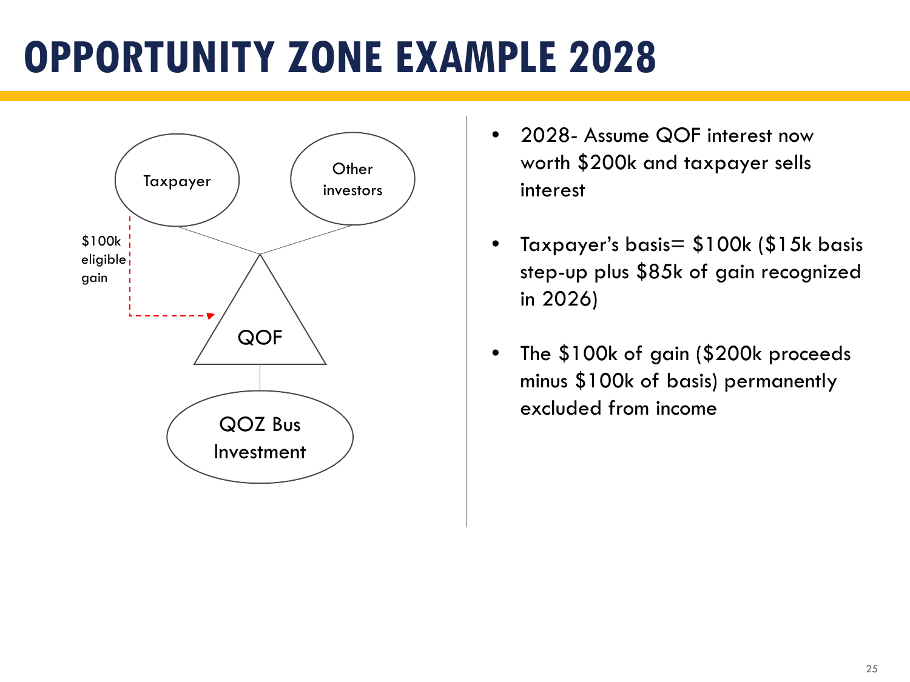# OPPORTUNITY ZONE EXAMPLE 2028

Taxpayer

Other investors

$100k eligible gain

QOF

QOZ Bus Investment

- 2028- Assume QOF interest now worth $200k and taxpayer sells interest
- Taxpayer's basis= $100k ($15k basis step-up plus $85k of gain recognized in 2026)
- The $100k of gain ($200k proceeds minus $100k of basis) permanently excluded from income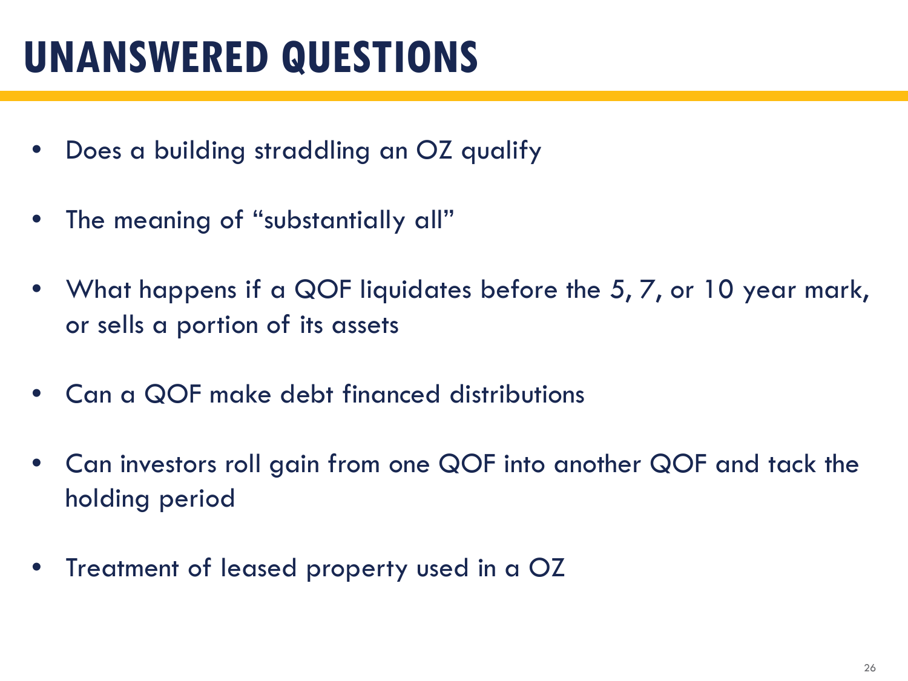# UNANSWERED QUESTIONS

- Does a building straddling an OZ qualify
- The meaning of "substantially all"
- What happens if a QOF liquidates before the 5, 7, or 10 year mark, or sells a portion of its assets
- Can a QOF make debt financed distributions
- Can investors roll gain from one QOF into another QOF and tack the holding period
- Treatment of leased property used in a OZ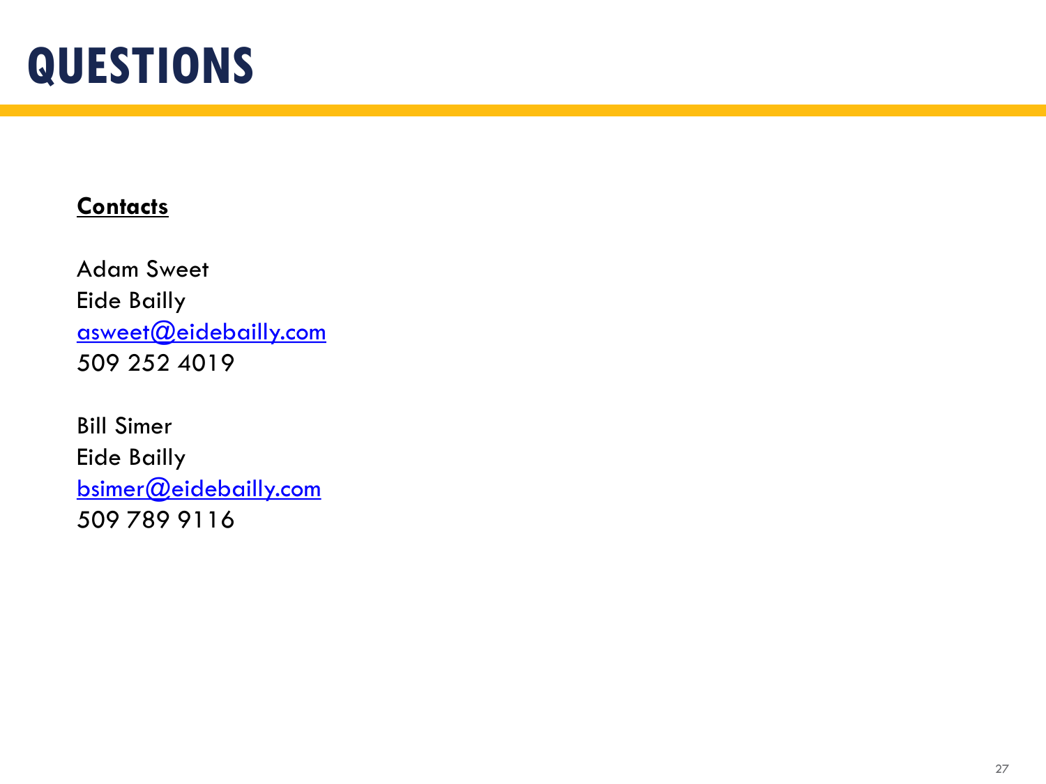# QUESTIONS

**Contacts**

Adam Sweet
Eide Bailly
asweet@eidebailly.com
509 252 4019

Bill Simer
Eide Bailly
bsimer@eidebailly.com
509 789 9116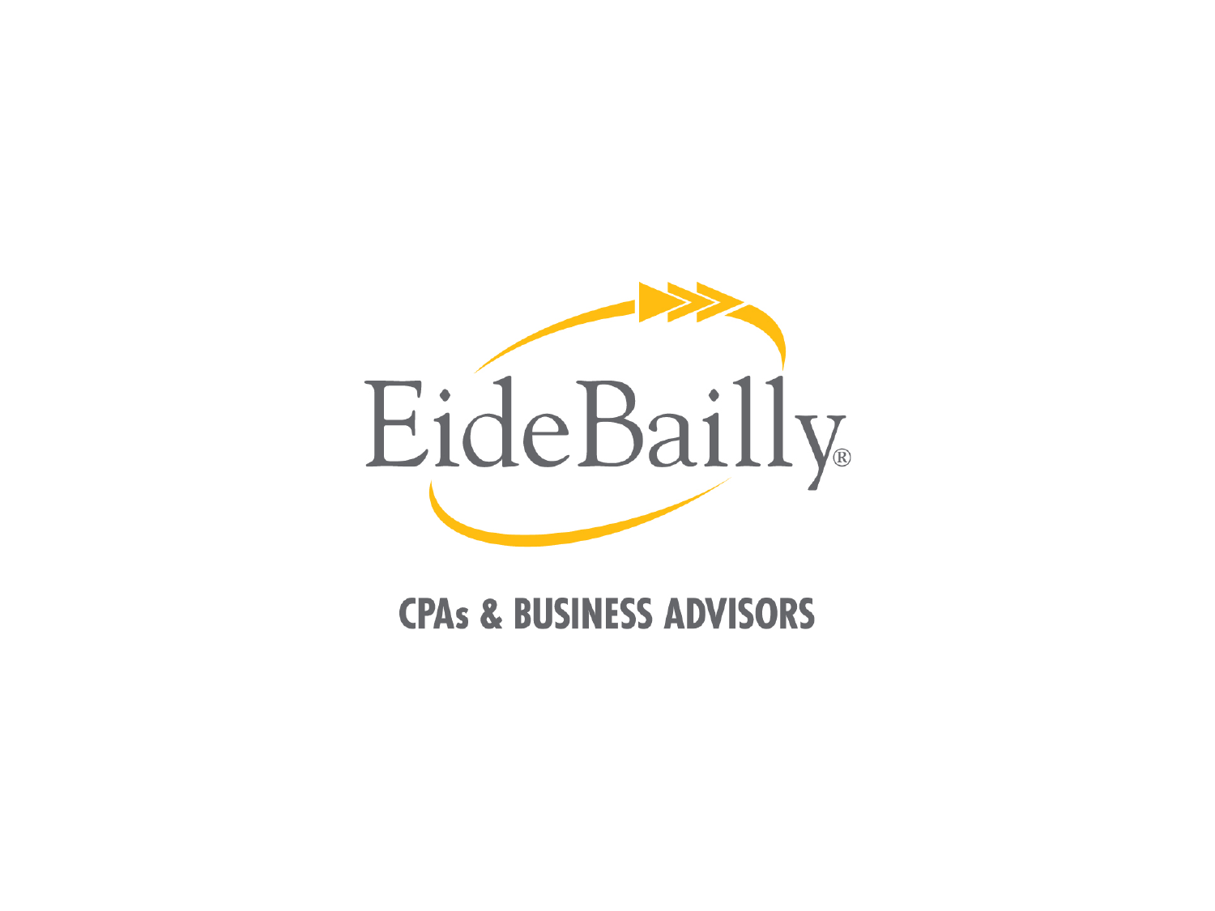EideBailly®

CPAs & BUSINESS ADVISORS